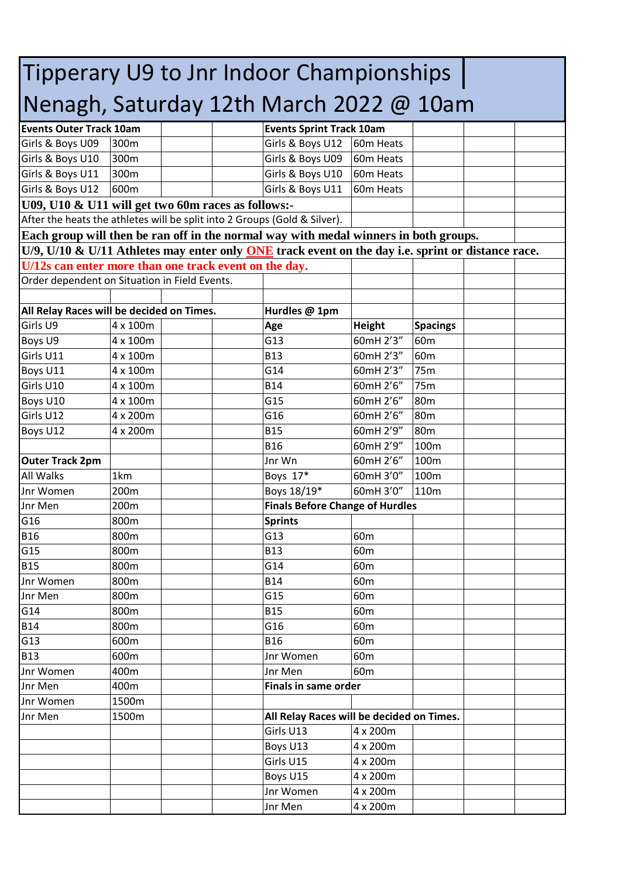# Tipperary U9 to Jnr Indoor Championships

# Nenagh, Saturday 12th March 2022 @ 10am

| **Events Outer Track 10am** | | | | **Events Sprint Track 10am** | | | | |
|---|---|---|---|---|---|---|---|---|
| Girls & Boys U09 | 300m | | | Girls & Boys U12 | 60m Heats | | | |
| Girls & Boys U10 | 300m | | | Girls & Boys U09 | 60m Heats | | | |
| Girls & Boys U11 | 300m | | | Girls & Boys U10 | 60m Heats | | | |
| Girls & Boys U12 | 600m | | | Girls & Boys U11 | 60m Heats | | | |

**U09, U10 & U11 will get two 60m races as follows:-**

After the heats the athletes will be split into 2 Groups (Gold & Silver).

**Each group will then be ran off in the normal way with medal winners in both groups.**

**U/9, U/10 & U/11 Athletes may enter only ONE track event on the day i.e. sprint or distance race.**

**U/12s can enter more than one track event on the day.**

Order dependent on Situation in Field Events.

| **All Relay Races will be decided on Times.** | | | | **Hurdles @ 1pm** | | | | |
|---|---|---|---|---|---|---|---|---|
| Girls U9 | 4 x 100m | | | **Age** | **Height** | **Spacings** | | |
| Boys U9 | 4 x 100m | | | G13 | 60mH 2'3" | 60m | | |
| Girls U11 | 4 x 100m | | | B13 | 60mH 2'3" | 60m | | |
| Boys U11 | 4 x 100m | | | G14 | 60mH 2'3" | 75m | | |
| Girls U10 | 4 x 100m | | | B14 | 60mH 2'6" | 75m | | |
| Boys U10 | 4 x 100m | | | G15 | 60mH 2'6" | 80m | | |
| Girls U12 | 4 x 200m | | | G16 | 60mH 2'6" | 80m | | |
| Boys U12 | 4 x 200m | | | B15 | 60mH 2'9" | 80m | | |
| | | | | B16 | 60mH 2'9" | 100m | | |
| **Outer Track 2pm** | | | | Jnr Wn | 60mH 2'6" | 100m | | |
| All Walks | 1km | | | Boys 17* | 60mH 3'0" | 100m | | |
| Jnr Women | 200m | | | Boys 18/19* | 60mH 3'0" | 110m | | |
| Jnr Men | 200m | | | **Finals Before Change of Hurdles** | | | | |
| G16 | 800m | | | **Sprints** | | | | |
| B16 | 800m | | | G13 | 60m | | | |
| G15 | 800m | | | B13 | 60m | | | |
| B15 | 800m | | | G14 | 60m | | | |
| Jnr Women | 800m | | | B14 | 60m | | | |
| Jnr Men | 800m | | | G15 | 60m | | | |
| G14 | 800m | | | B15 | 60m | | | |
| B14 | 800m | | | G16 | 60m | | | |
| G13 | 600m | | | B16 | 60m | | | |
| B13 | 600m | | | Jnr Women | 60m | | | |
| Jnr Women | 400m | | | Jnr Men | 60m | | | |
| Jnr Men | 400m | | | **Finals in same order** | | | | |
| Jnr Women | 1500m | | | | | | | |
| Jnr Men | 1500m | | | **All Relay Races will be decided on Times.** | | | | |
| | | | | Girls U13 | 4 x 200m | | | |
| | | | | Boys U13 | 4 x 200m | | | |
| | | | | Girls U15 | 4 x 200m | | | |
| | | | | Boys U15 | 4 x 200m | | | |
| | | | | Jnr Women | 4 x 200m | | | |
| | | | | Jnr Men | 4 x 200m | | | |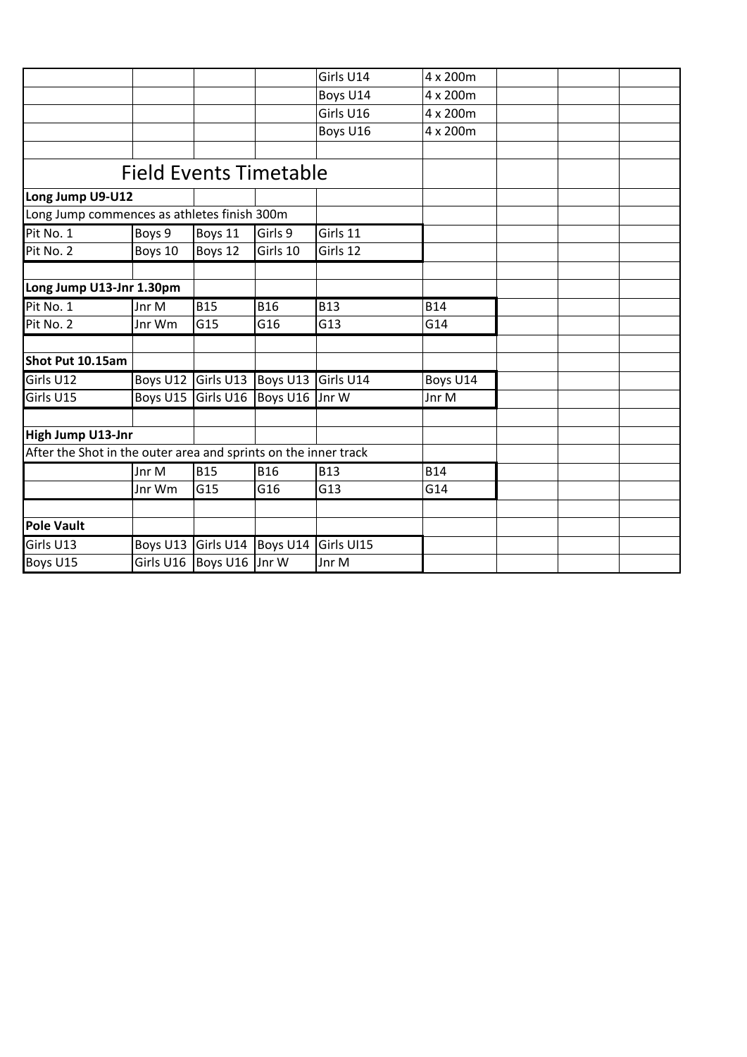| | | | | | | | | |
|---|---|---|---|---|---|---|---|---|
| | | | | Girls U14 | 4 x 200m | | | |
| | | | | Boys U14 | 4 x 200m | | | |
| | | | | Girls U16 | 4 x 200m | | | |
| | | | | Boys U16 | 4 x 200m | | | |

## Field Events Timetable

**Long Jump U9-U12**

Long Jump commences as athletes finish 300m

| | | | | |
|---|---|---|---|---|
| Pit No. 1 | Boys 9 | Boys 11 | Girls 9 | Girls 11 |
| Pit No. 2 | Boys 10 | Boys 12 | Girls 10 | Girls 12 |

**Long Jump U13-Jnr 1.30pm**

| | | | | | |
|---|---|---|---|---|---|
| Pit No. 1 | Jnr M | B15 | B16 | B13 | B14 |
| Pit No. 2 | Jnr Wm | G15 | G16 | G13 | G14 |

**Shot Put 10.15am**

| | | | | | |
|---|---|---|---|---|---|
| Girls U12 | Boys U12 | Girls U13 | Boys U13 | Girls U14 | Boys U14 |
| Girls U15 | Boys U15 | Girls U16 | Boys U16 | Jnr W | Jnr M |

**High Jump U13-Jnr**

After the Shot in the outer area and sprints on the inner track

| | | | | | |
|---|---|---|---|---|---|
| | Jnr M | B15 | B16 | B13 | B14 |
| | Jnr Wm | G15 | G16 | G13 | G14 |

**Pole Vault**

| | | | | |
|---|---|---|---|---|
| Girls U13 | Boys U13 | Girls U14 | Boys U14 | Girls UI15 |
| Boys U15 | Girls U16 | Boys U16 | Jnr W | Jnr M |